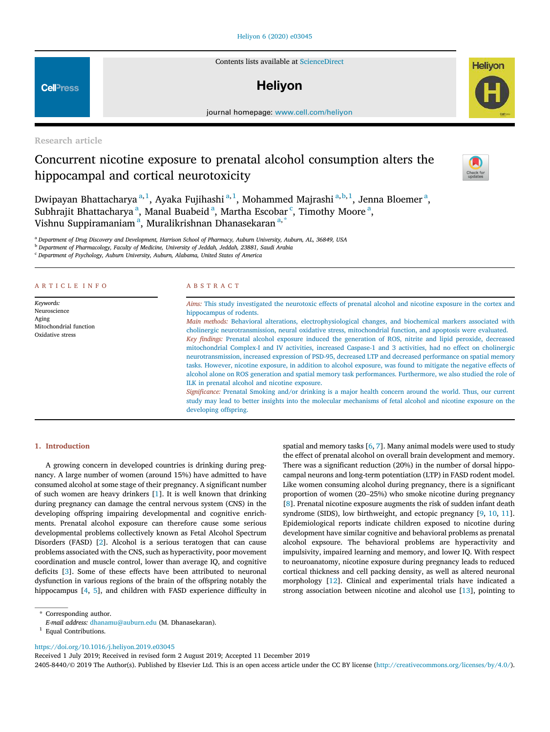Research article

# Concurrent nicotine exposure to prenatal alcohol consumption alters the hippocampal and cortical neurotoxicity

Dwipayan Bhattacharya [a,1], Ayaka Fujihashi [a,1], Mohammed Majrashi [a,b,1], Jenna Bloemer [a], Subhrajit Bhattacharya [a], Manal Buabeid [a], Martha Escobar [c], Timothy Moore [a], Vishnu Suppiramaniam [a], Muralikrishnan Dhanasekaran [a,*]

[a] Department of Drug Discovery and Development, Harrison School of Pharmacy, Auburn University, Auburn, AL, 36849, USA
[b] Department of Pharmacology, Faculty of Medicine, University of Jeddah, Jeddah, 23881, Saudi Arabia
[c] Department of Psychology, Auburn University, Auburn, Alabama, United States of America

## ARTICLE INFO

*Keywords:*
Neuroscience
Aging
Mitochondrial function
Oxidative stress

## ABSTRACT

*Aims:* This study investigated the neurotoxic effects of prenatal alcohol and nicotine exposure in the cortex and hippocampus of rodents.

*Main methods:* Behavioral alterations, electrophysiological changes, and biochemical markers associated with cholinergic neurotransmission, neural oxidative stress, mitochondrial function, and apoptosis were evaluated.

*Key findings:* Prenatal alcohol exposure induced the generation of ROS, nitrite and lipid peroxide, decreased mitochondrial Complex-I and IV activities, increased Caspase-1 and 3 activities, had no effect on cholinergic neurotransmission, increased expression of PSD-95, decreased LTP and decreased performance on spatial memory tasks. However, nicotine exposure, in addition to alcohol exposure, was found to mitigate the negative effects of alcohol alone on ROS generation and spatial memory task performances. Furthermore, we also studied the role of ILK in prenatal alcohol and nicotine exposure.

*Significance:* Prenatal Smoking and/or drinking is a major health concern around the world. Thus, our current study may lead to better insights into the molecular mechanisms of fetal alcohol and nicotine exposure on the developing offspring.

## 1. Introduction

A growing concern in developed countries is drinking during pregnancy. A large number of women (around 15%) have admitted to have consumed alcohol at some stage of their pregnancy. A significant number of such women are heavy drinkers [1]. It is well known that drinking during pregnancy can damage the central nervous system (CNS) in the developing offspring impairing developmental and cognitive enrichments. Prenatal alcohol exposure can therefore cause some serious developmental problems collectively known as Fetal Alcohol Spectrum Disorders (FASD) [2]. Alcohol is a serious teratogen that can cause problems associated with the CNS, such as hyperactivity, poor movement coordination and muscle control, lower than average IQ, and cognitive deficits [3]. Some of these effects have been attributed to neuronal dysfunction in various regions of the brain of the offspring notably the hippocampus [4, 5], and children with FASD experience difficulty in spatial and memory tasks [6, 7]. Many animal models were used to study the effect of prenatal alcohol on overall brain development and memory. There was a significant reduction (20%) in the number of dorsal hippocampal neurons and long-term potentiation (LTP) in FASD rodent model. Like women consuming alcohol during pregnancy, there is a significant proportion of women (20–25%) who smoke nicotine during pregnancy [8]. Prenatal nicotine exposure augments the risk of sudden infant death syndrome (SIDS), low birthweight, and ectopic pregnancy [9, 10, 11]. Epidemiological reports indicate children exposed to nicotine during development have similar cognitive and behavioral problems as prenatal alcohol expsoure. The behavioral problems are hyperactivity and impulsivity, impaired learning and memory, and lower IQ. With respect to neuroanatomy, nicotine exposure during pregnancy leads to reduced cortical thickness and cell packing density, as well as altered neuronal morphology [12]. Clinical and experimental trials have indicated a strong association between nicotine and alcohol use [13], pointing to

\* Corresponding author.
*E-mail address:* dhanamu@auburn.edu (M. Dhanasekaran).
[1] Equal Contributions.

https://doi.org/10.1016/j.heliyon.2019.e03045
Received 1 July 2019; Received in revised form 2 August 2019; Accepted 11 December 2019
2405-8440/© 2019 The Author(s). Published by Elsevier Ltd. This is an open access article under the CC BY license (http://creativecommons.org/licenses/by/4.0/).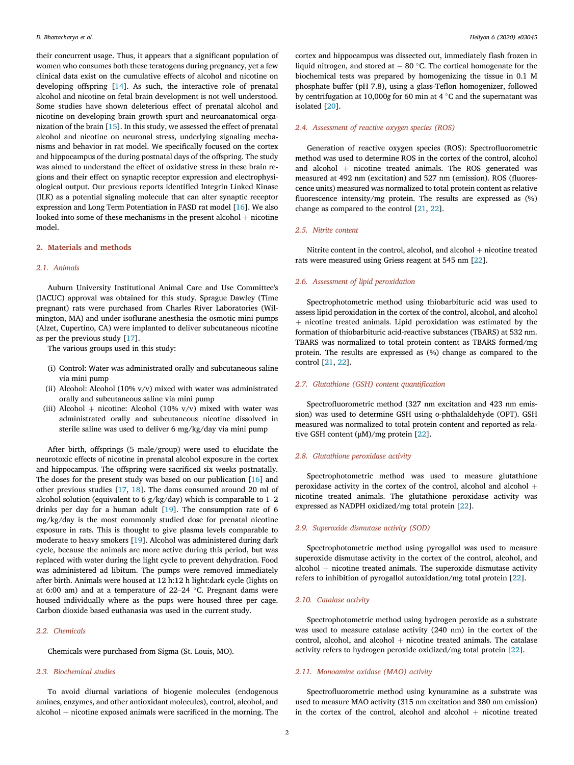their concurrent usage. Thus, it appears that a significant population of women who consumes both these teratogens during pregnancy, yet a few clinical data exist on the cumulative effects of alcohol and nicotine on developing offspring [14]. As such, the interactive role of prenatal alcohol and nicotine on fetal brain development is not well understood. Some studies have shown deleterious effect of prenatal alcohol and nicotine on developing brain growth spurt and neuroanatomical organization of the brain [15]. In this study, we assessed the effect of prenatal alcohol and nicotine on neuronal stress, underlying signaling mechanisms and behavior in rat model. We specifically focused on the cortex and hippocampus of the during postnatal days of the offspring. The study was aimed to understand the effect of oxidative stress in these brain regions and their effect on synaptic receptor expression and electrophysiological output. Our previous reports identified Integrin Linked Kinase (ILK) as a potential signaling molecule that can alter synaptic receptor expression and Long Term Potentiation in FASD rat model [16]. We also looked into some of these mechanisms in the present alcohol + nicotine model.

## 2. Materials and methods

### 2.1. Animals

Auburn University Institutional Animal Care and Use Committee's (IACUC) approval was obtained for this study. Sprague Dawley (Time pregnant) rats were purchased from Charles River Laboratories (Wilmington, MA) and under isoflurane anesthesia the osmotic mini pumps (Alzet, Cupertino, CA) were implanted to deliver subcutaneous nicotine as per the previous study [17].

The various groups used in this study:

(i) Control: Water was administrated orally and subcutaneous saline via mini pump
(ii) Alcohol: Alcohol (10% v/v) mixed with water was administrated orally and subcutaneous saline via mini pump
(iii) Alcohol + nicotine: Alcohol (10% v/v) mixed with water was administrated orally and subcutaneous nicotine dissolved in sterile saline was used to deliver 6 mg/kg/day via mini pump

After birth, offsprings (5 male/group) were used to elucidate the neurotoxic effects of nicotine in prenatal alcohol exposure in the cortex and hippocampus. The offspring were sacrificed six weeks postnatally. The doses for the present study was based on our publication [16] and other previous studies [17, 18]. The dams consumed around 20 ml of alcohol solution (equivalent to 6 g/kg/day) which is comparable to 1–2 drinks per day for a human adult [19]. The consumption rate of 6 mg/kg/day is the most commonly studied dose for prenatal nicotine exposure in rats. This is thought to give plasma levels comparable to moderate to heavy smokers [19]. Alcohol was administered during dark cycle, because the animals are more active during this period, but was replaced with water during the light cycle to prevent dehydration. Food was administered ad libitum. The pumps were removed immediately after birth. Animals were housed at 12 h:12 h light:dark cycle (lights on at 6:00 am) and at a temperature of 22–24 °C. Pregnant dams were housed individually where as the pups were housed three per cage. Carbon dioxide based euthanasia was used in the current study.

### 2.2. Chemicals

Chemicals were purchased from Sigma (St. Louis, MO).

### 2.3. Biochemical studies

To avoid diurnal variations of biogenic molecules (endogenous amines, enzymes, and other antioxidant molecules), control, alcohol, and alcohol + nicotine exposed animals were sacrificed in the morning. The cortex and hippocampus was dissected out, immediately flash frozen in liquid nitrogen, and stored at − 80 °C. The cortical homogenate for the biochemical tests was prepared by homogenizing the tissue in 0.1 M phosphate buffer (pH 7.8), using a glass-Teflon homogenizer, followed by centrifugation at 10,000$g$ for 60 min at 4 °C and the supernatant was isolated [20].

### 2.4. Assessment of reactive oxygen species (ROS)

Generation of reactive oxygen species (ROS): Spectrofluorometric method was used to determine ROS in the cortex of the control, alcohol and alcohol + nicotine treated animals. The ROS generated was measured at 492 nm (excitation) and 527 nm (emission). ROS (fluorescence units) measured was normalized to total protein content as relative fluorescence intensity/mg protein. The results are expressed as (%) change as compared to the control [21, 22].

### 2.5. Nitrite content

Nitrite content in the control, alcohol, and alcohol + nicotine treated rats were measured using Griess reagent at 545 nm [22].

### 2.6. Assessment of lipid peroxidation

Spectrophotometric method using thiobarbituric acid was used to assess lipid peroxidation in the cortex of the control, alcohol, and alcohol + nicotine treated animals. Lipid peroxidation was estimated by the formation of thiobarbituric acid-reactive substances (TBARS) at 532 nm. TBARS was normalized to total protein content as TBARS formed/mg protein. The results are expressed as (%) change as compared to the control [21, 22].

### 2.7. Glutathione (GSH) content quantification

Spectrofluorometric method (327 nm excitation and 423 nm emission) was used to determine GSH using o-phthalaldehyde (OPT). GSH measured was normalized to total protein content and reported as relative GSH content (μM)/mg protein [22].

### 2.8. Glutathione peroxidase activity

Spectrophotometric method was used to measure glutathione peroxidase activity in the cortex of the control, alcohol and alcohol + nicotine treated animals. The glutathione peroxidase activity was expressed as NADPH oxidized/mg total protein [22].

### 2.9. Superoxide dismutase activity (SOD)

Spectrophotometric method using pyrogallol was used to measure superoxide dismutase activity in the cortex of the control, alcohol, and alcohol + nicotine treated animals. The superoxide dismutase activity refers to inhibition of pyrogallol autoxidation/mg total protein [22].

### 2.10. Catalase activity

Spectrophotometric method using hydrogen peroxide as a substrate was used to measure catalase activity (240 nm) in the cortex of the control, alcohol, and alcohol + nicotine treated animals. The catalase activity refers to hydrogen peroxide oxidized/mg total protein [22].

### 2.11. Monoamine oxidase (MAO) activity

Spectrofluorometric method using kynuramine as a substrate was used to measure MAO activity (315 nm excitation and 380 nm emission) in the cortex of the control, alcohol and alcohol + nicotine treated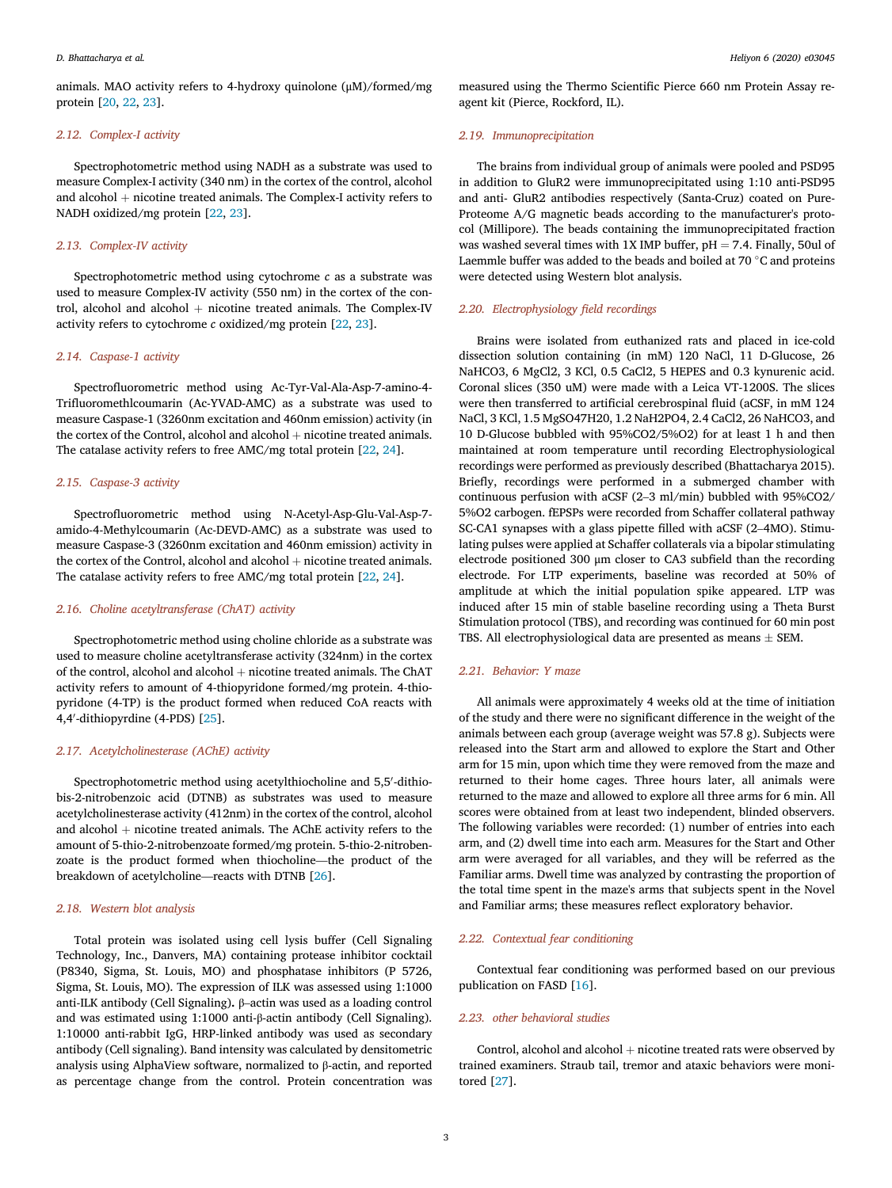animals. MAO activity refers to 4-hydroxy quinolone (μM)/formed/mg protein [20, 22, 23].

### 2.12. Complex-I activity

Spectrophotometric method using NADH as a substrate was used to measure Complex-I activity (340 nm) in the cortex of the control, alcohol and alcohol + nicotine treated animals. The Complex-I activity refers to NADH oxidized/mg protein [22, 23].

### 2.13. Complex-IV activity

Spectrophotometric method using cytochrome *c* as a substrate was used to measure Complex-IV activity (550 nm) in the cortex of the control, alcohol and alcohol + nicotine treated animals. The Complex-IV activity refers to cytochrome *c* oxidized/mg protein [22, 23].

### 2.14. Caspase-1 activity

Spectrofluorometric method using Ac-Tyr-Val-Ala-Asp-7-amino-4-Trifluoromethlcoumarin (Ac-YVAD-AMC) as a substrate was used to measure Caspase-1 (3260nm excitation and 460nm emission) activity (in the cortex of the Control, alcohol and alcohol + nicotine treated animals. The catalase activity refers to free AMC/mg total protein [22, 24].

### 2.15. Caspase-3 activity

Spectrofluorometric method using N-Acetyl-Asp-Glu-Val-Asp-7-amido-4-Methylcoumarin (Ac-DEVD-AMC) as a substrate was used to measure Caspase-3 (3260nm excitation and 460nm emission) activity in the cortex of the Control, alcohol and alcohol + nicotine treated animals. The catalase activity refers to free AMC/mg total protein [22, 24].

### 2.16. Choline acetyltransferase (ChAT) activity

Spectrophotometric method using choline chloride as a substrate was used to measure choline acetyltransferase activity (324nm) in the cortex of the control, alcohol and alcohol + nicotine treated animals. The ChAT activity refers to amount of 4-thiopyridone formed/mg protein. 4-thiopyridone (4-TP) is the product formed when reduced CoA reacts with 4,4′-dithiopyrdine (4-PDS) [25].

### 2.17. Acetylcholinesterase (AChE) activity

Spectrophotometric method using acetylthiocholine and 5,5′-dithio-bis-2-nitrobenzoic acid (DTNB) as substrates was used to measure acetylcholinesterase activity (412nm) in the cortex of the control, alcohol and alcohol + nicotine treated animals. The AChE activity refers to the amount of 5-thio-2-nitrobenzoate formed/mg protein. 5-thio-2-nitrobenzoate is the product formed when thiocholine—the product of the breakdown of acetylcholine—reacts with DTNB [26].

### 2.18. Western blot analysis

Total protein was isolated using cell lysis buffer (Cell Signaling Technology, Inc., Danvers, MA) containing protease inhibitor cocktail (P8340, Sigma, St. Louis, MO) and phosphatase inhibitors (P 5726, Sigma, St. Louis, MO). The expression of ILK was assessed using 1:1000 anti-ILK antibody (Cell Signaling). β–actin was used as a loading control and was estimated using 1:1000 anti-β-actin antibody (Cell Signaling). 1:10000 anti-rabbit IgG, HRP-linked antibody was used as secondary antibody (Cell signaling). Band intensity was calculated by densitometric analysis using AlphaView software, normalized to β-actin, and reported as percentage change from the control. Protein concentration was measured using the Thermo Scientific Pierce 660 nm Protein Assay reagent kit (Pierce, Rockford, IL).

### 2.19. Immunoprecipitation

The brains from individual group of animals were pooled and PSD95 in addition to GluR2 were immunoprecipitated using 1:10 anti-PSD95 and anti- GluR2 antibodies respectively (Santa-Cruz) coated on Pure-Proteome A/G magnetic beads according to the manufacturer's protocol (Millipore). The beads containing the immunoprecipitated fraction was washed several times with 1X IMP buffer, pH = 7.4. Finally, 50ul of Laemmle buffer was added to the beads and boiled at 70 °C and proteins were detected using Western blot analysis.

### 2.20. Electrophysiology field recordings

Brains were isolated from euthanized rats and placed in ice-cold dissection solution containing (in mM) 120 NaCl, 11 D-Glucose, 26 NaHCO3, 6 MgCl2, 3 KCl, 0.5 CaCl2, 5 HEPES and 0.3 kynurenic acid. Coronal slices (350 uM) were made with a Leica VT-1200S. The slices were then transferred to artificial cerebrospinal fluid (aCSF, in mM 124 NaCl, 3 KCl, 1.5 MgSO47H20, 1.2 NaH2PO4, 2.4 CaCl2, 26 NaHCO3, and 10 D-Glucose bubbled with 95%CO2/5%O2) for at least 1 h and then maintained at room temperature until recording Electrophysiological recordings were performed as previously described (Bhattacharya 2015). Briefly, recordings were performed in a submerged chamber with continuous perfusion with aCSF (2–3 ml/min) bubbled with 95%CO2/5%O2 carbogen. fEPSPs were recorded from Schaffer collateral pathway SC-CA1 synapses with a glass pipette filled with aCSF (2–4MO). Stimulating pulses were applied at Schaffer collaterals via a bipolar stimulating electrode positioned 300 μm closer to CA3 subfield than the recording electrode. For LTP experiments, baseline was recorded at 50% of amplitude at which the initial population spike appeared. LTP was induced after 15 min of stable baseline recording using a Theta Burst Stimulation protocol (TBS), and recording was continued for 60 min post TBS. All electrophysiological data are presented as means ± SEM.

### 2.21. Behavior: Y maze

All animals were approximately 4 weeks old at the time of initiation of the study and there were no significant difference in the weight of the animals between each group (average weight was 57.8 g). Subjects were released into the Start arm and allowed to explore the Start and Other arm for 15 min, upon which time they were removed from the maze and returned to their home cages. Three hours later, all animals were returned to the maze and allowed to explore all three arms for 6 min. All scores were obtained from at least two independent, blinded observers. The following variables were recorded: (1) number of entries into each arm, and (2) dwell time into each arm. Measures for the Start and Other arm were averaged for all variables, and they will be referred as the Familiar arms. Dwell time was analyzed by contrasting the proportion of the total time spent in the maze's arms that subjects spent in the Novel and Familiar arms; these measures reflect exploratory behavior.

### 2.22. Contextual fear conditioning

Contextual fear conditioning was performed based on our previous publication on FASD [16].

### 2.23. other behavioral studies

Control, alcohol and alcohol + nicotine treated rats were observed by trained examiners. Straub tail, tremor and ataxic behaviors were monitored [27].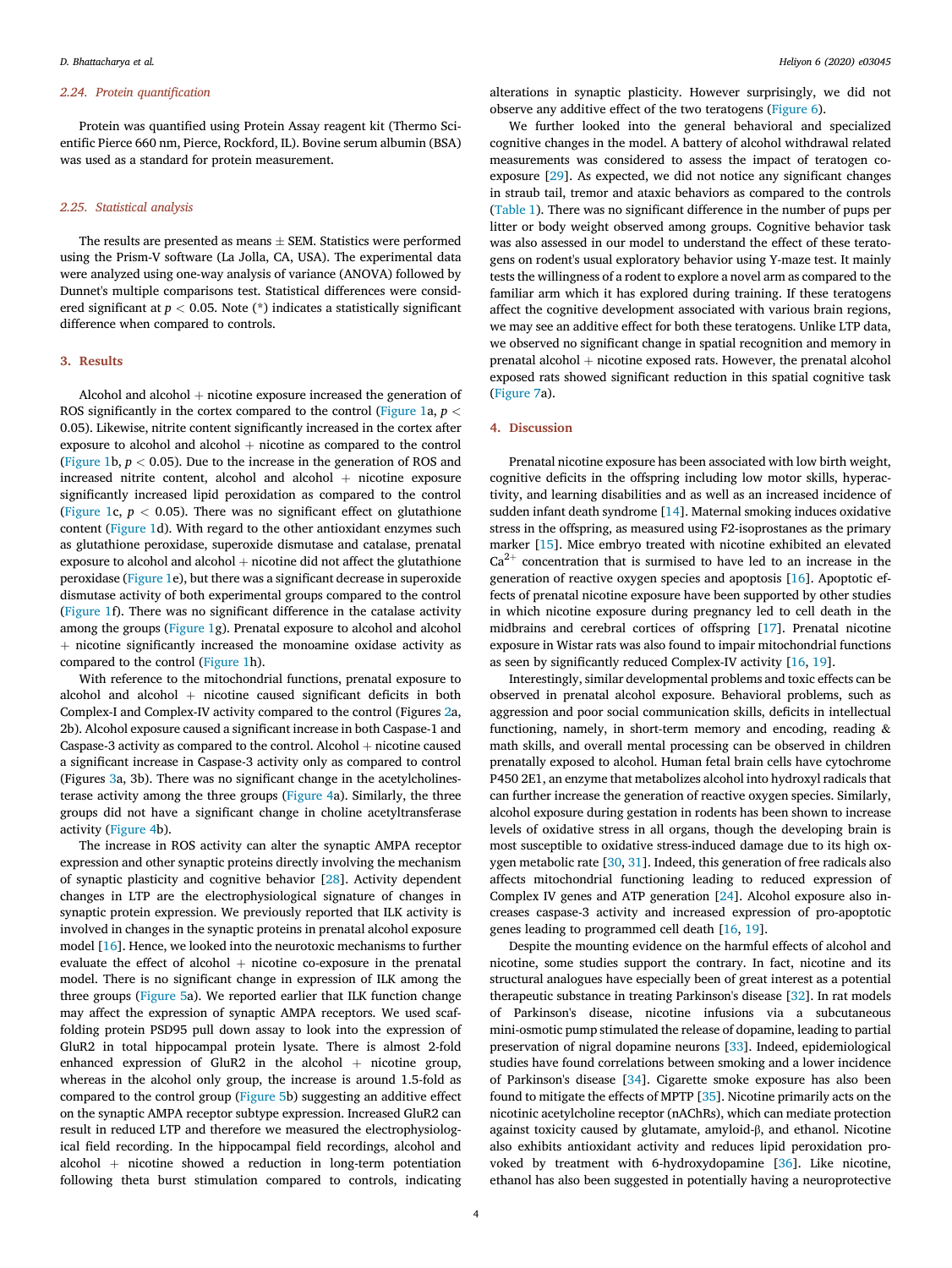### 2.24. Protein quantification

Protein was quantified using Protein Assay reagent kit (Thermo Scientific Pierce 660 nm, Pierce, Rockford, IL). Bovine serum albumin (BSA) was used as a standard for protein measurement.

### 2.25. Statistical analysis

The results are presented as means ± SEM. Statistics were performed using the Prism-V software (La Jolla, CA, USA). The experimental data were analyzed using one-way analysis of variance (ANOVA) followed by Dunnet's multiple comparisons test. Statistical differences were considered significant at $p < 0.05$. Note (*) indicates a statistically significant difference when compared to controls.

## 3. Results

Alcohol and alcohol + nicotine exposure increased the generation of ROS significantly in the cortex compared to the control (Figure 1a, $p < 0.05$). Likewise, nitrite content significantly increased in the cortex after exposure to alcohol and alcohol + nicotine as compared to the control (Figure 1b, $p < 0.05$). Due to the increase in the generation of ROS and increased nitrite content, alcohol and alcohol + nicotine exposure significantly increased lipid peroxidation as compared to the control (Figure 1c, $p < 0.05$). There was no significant effect on glutathione content (Figure 1d). With regard to the other antioxidant enzymes such as glutathione peroxidase, superoxide dismutase and catalase, prenatal exposure to alcohol and alcohol + nicotine did not affect the glutathione peroxidase (Figure 1e), but there was a significant decrease in superoxide dismutase activity of both experimental groups compared to the control (Figure 1f). There was no significant difference in the catalase activity among the groups (Figure 1g). Prenatal exposure to alcohol and alcohol + nicotine significantly increased the monoamine oxidase activity as compared to the control (Figure 1h).

With reference to the mitochondrial functions, prenatal exposure to alcohol and alcohol + nicotine caused significant deficits in both Complex-I and Complex-IV activity compared to the control (Figures 2a, 2b). Alcohol exposure caused a significant increase in both Caspase-1 and Caspase-3 activity as compared to the control. Alcohol + nicotine caused a significant increase in Caspase-3 activity only as compared to control (Figures 3a, 3b). There was no significant change in the acetylcholinesterase activity among the three groups (Figure 4a). Similarly, the three groups did not have a significant change in choline acetyltransferase activity (Figure 4b).

The increase in ROS activity can alter the synaptic AMPA receptor expression and other synaptic proteins directly involving the mechanism of synaptic plasticity and cognitive behavior [28]. Activity dependent changes in LTP are the electrophysiological signature of changes in synaptic protein expression. We previously reported that ILK activity is involved in changes in the synaptic proteins in prenatal alcohol exposure model [16]. Hence, we looked into the neurotoxic mechanisms to further evaluate the effect of alcohol + nicotine co-exposure in the prenatal model. There is no significant change in expression of ILK among the three groups (Figure 5a). We reported earlier that ILK function change may affect the expression of synaptic AMPA receptors. We used scaffolding protein PSD95 pull down assay to look into the expression of GluR2 in total hippocampal protein lysate. There is almost 2-fold enhanced expression of GluR2 in the alcohol + nicotine group, whereas in the alcohol only group, the increase is around 1.5-fold as compared to the control group (Figure 5b) suggesting an additive effect on the synaptic AMPA receptor subtype expression. Increased GluR2 can result in reduced LTP and therefore we measured the electrophysiological field recording. In the hippocampal field recordings, alcohol and alcohol + nicotine showed a reduction in long-term potentiation following theta burst stimulation compared to controls, indicating alterations in synaptic plasticity. However surprisingly, we did not observe any additive effect of the two teratogens (Figure 6).

We further looked into the general behavioral and specialized cognitive changes in the model. A battery of alcohol withdrawal related measurements was considered to assess the impact of teratogen co-exposure [29]. As expected, we did not notice any significant changes in straub tail, tremor and ataxic behaviors as compared to the controls (Table 1). There was no significant difference in the number of pups per litter or body weight observed among groups. Cognitive behavior task was also assessed in our model to understand the effect of these teratogens on rodent's usual exploratory behavior using Y-maze test. It mainly tests the willingness of a rodent to explore a novel arm as compared to the familiar arm which it has explored during training. If these teratogens affect the cognitive development associated with various brain regions, we may see an additive effect for both these teratogens. Unlike LTP data, we observed no significant change in spatial recognition and memory in prenatal alcohol + nicotine exposed rats. However, the prenatal alcohol exposed rats showed significant reduction in this spatial cognitive task (Figure 7a).

## 4. Discussion

Prenatal nicotine exposure has been associated with low birth weight, cognitive deficits in the offspring including low motor skills, hyperactivity, and learning disabilities and as well as an increased incidence of sudden infant death syndrome [14]. Maternal smoking induces oxidative stress in the offspring, as measured using F2-isoprostanes as the primary marker [15]. Mice embryo treated with nicotine exhibited an elevated $Ca^{2+}$ concentration that is surmised to have led to an increase in the generation of reactive oxygen species and apoptosis [16]. Apoptotic effects of prenatal nicotine exposure have been supported by other studies in which nicotine exposure during pregnancy led to cell death in the midbrains and cerebral cortices of offspring [17]. Prenatal nicotine exposure in Wistar rats was also found to impair mitochondrial functions as seen by significantly reduced Complex-IV activity [16, 19].

Interestingly, similar developmental problems and toxic effects can be observed in prenatal alcohol exposure. Behavioral problems, such as aggression and poor social communication skills, deficits in intellectual functioning, namely, in short-term memory and encoding, reading & math skills, and overall mental processing can be observed in children prenatally exposed to alcohol. Human fetal brain cells have cytochrome P450 2E1, an enzyme that metabolizes alcohol into hydroxyl radicals that can further increase the generation of reactive oxygen species. Similarly, alcohol exposure during gestation in rodents has been shown to increase levels of oxidative stress in all organs, though the developing brain is most susceptible to oxidative stress-induced damage due to its high oxygen metabolic rate [30, 31]. Indeed, this generation of free radicals also affects mitochondrial functioning leading to reduced expression of Complex IV genes and ATP generation [24]. Alcohol exposure also increases caspase-3 activity and increased expression of pro-apoptotic genes leading to programmed cell death [16, 19].

Despite the mounting evidence on the harmful effects of alcohol and nicotine, some studies support the contrary. In fact, nicotine and its structural analogues have especially been of great interest as a potential therapeutic substance in treating Parkinson's disease [32]. In rat models of Parkinson's disease, nicotine infusions via a subcutaneous mini-osmotic pump stimulated the release of dopamine, leading to partial preservation of nigral dopamine neurons [33]. Indeed, epidemiological studies have found correlations between smoking and a lower incidence of Parkinson's disease [34]. Cigarette smoke exposure has also been found to mitigate the effects of MPTP [35]. Nicotine primarily acts on the nicotinic acetylcholine receptor (nAChRs), which can mediate protection against toxicity caused by glutamate, amyloid-β, and ethanol. Nicotine also exhibits antioxidant activity and reduces lipid peroxidation provoked by treatment with 6-hydroxydopamine [36]. Like nicotine, ethanol has also been suggested in potentially having a neuroprotective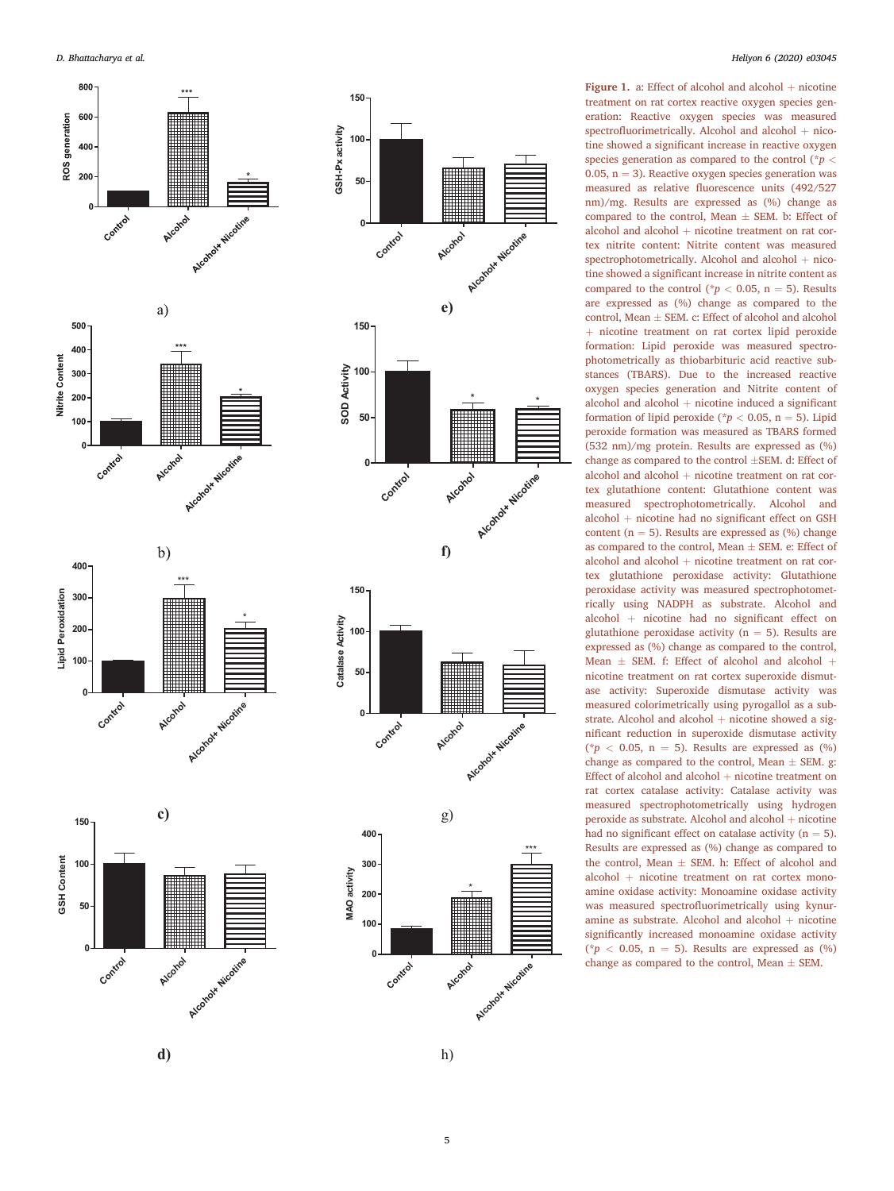**Figure 1.** a: Effect of alcohol and alcohol + nicotine treatment on rat cortex reactive oxygen species generation: Reactive oxygen species was measured spectrofluorimetrically. Alcohol and alcohol + nicotine showed a significant increase in reactive oxygen species generation as compared to the control (*$p < 0.05$, n = 3). Reactive oxygen species generation was measured as relative fluorescence units (492/527 nm)/mg. Results are expressed as (%) change as compared to the control, Mean ± SEM. b: Effect of alcohol and alcohol + nicotine treatment on rat cortex nitrite content: Nitrite content was measured spectrophotometrically. Alcohol and alcohol + nicotine showed a significant increase in nitrite content as compared to the control (*$p < 0.05$, n = 5). Results are expressed as (%) change as compared to the control, Mean ± SEM. c: Effect of alcohol and alcohol + nicotine treatment on rat cortex lipid peroxide formation: Lipid peroxide was measured spectrophotometrically as thiobarbituric acid reactive substances (TBARS). Due to the increased reactive oxygen species generation and Nitrite content of alcohol and alcohol + nicotine induced a significant formation of lipid peroxide (*$p < 0.05$, n = 5). Lipid peroxide formation was measured as TBARS formed (532 nm)/mg protein. Results are expressed as (%) change as compared to the control ±SEM. d: Effect of alcohol and alcohol + nicotine treatment on rat cortex glutathione content: Glutathione content was measured spectrophotometrically. Alcohol and alcohol + nicotine had no significant effect on GSH content (n = 5). Results are expressed as (%) change as compared to the control, Mean ± SEM. e: Effect of alcohol and alcohol + nicotine treatment on rat cortex glutathione peroxidase activity: Glutathione peroxidase activity was measured spectrophotometrically using NADPH as substrate. Alcohol and alcohol + nicotine had no significant effect on glutathione peroxidase activity (n = 5). Results are expressed as (%) change as compared to the control, Mean ± SEM. f: Effect of alcohol and alcohol + nicotine treatment on rat cortex superoxide dismutase activity: Superoxide dismutase activity was measured colorimetrically using pyrogallol as a substrate. Alcohol and alcohol + nicotine showed a significant reduction in superoxide dismutase activity (*$p < 0.05$, n = 5). Results are expressed as (%) change as compared to the control, Mean ± SEM. g: Effect of alcohol and alcohol + nicotine treatment on rat cortex catalase activity: Catalase activity was measured spectrophotometrically using hydrogen peroxide as substrate. Alcohol and alcohol + nicotine had no significant effect on catalase activity (n = 5). Results are expressed as (%) change as compared to the control, Mean ± SEM. h: Effect of alcohol and alcohol + nicotine treatment on rat cortex monoamine oxidase activity: Monoamine oxidase activity was measured spectrofluorimetrically using kynuramine as substrate. Alcohol and alcohol + nicotine significantly increased monoamine oxidase activity (*$p < 0.05$, n = 5). Results are expressed as (%) change as compared to the control, Mean ± SEM.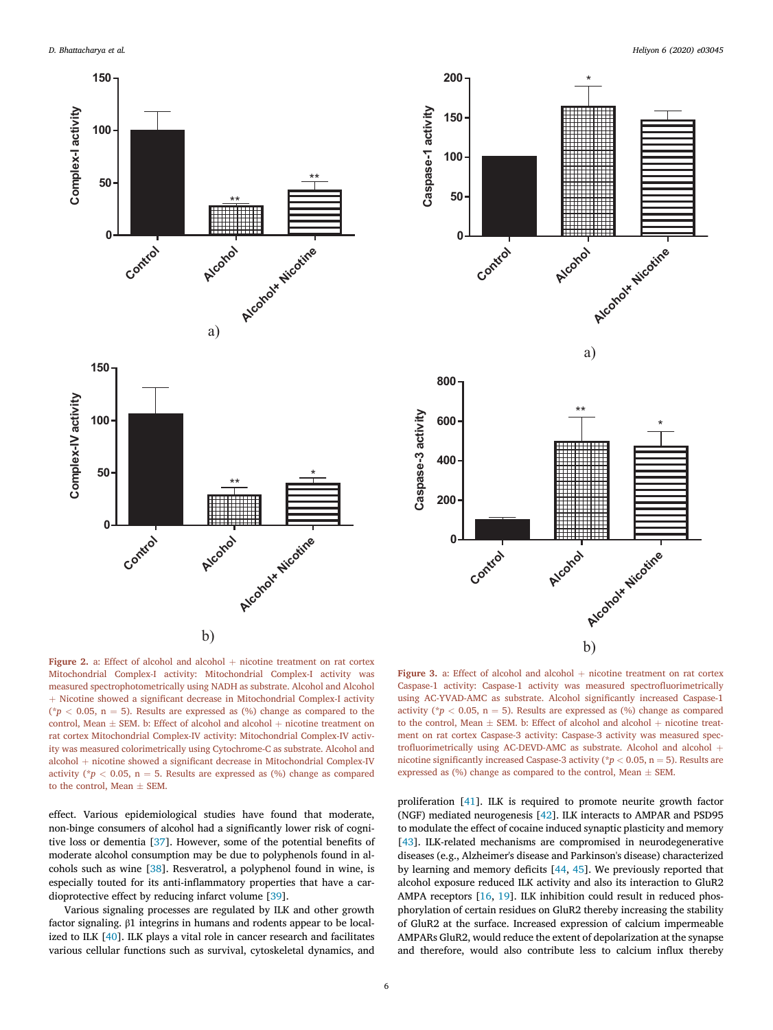**Figure 2.** a: Effect of alcohol and alcohol + nicotine treatment on rat cortex Mitochondrial Complex-I activity: Mitochondrial Complex-I activity was measured spectrophotometrically using NADH as substrate. Alcohol and Alcohol + Nicotine showed a significant decrease in Mitochondrial Complex-I activity (*$p < 0.05$, n = 5). Results are expressed as (%) change as compared to the control, Mean ± SEM. b: Effect of alcohol and alcohol + nicotine treatment on rat cortex Mitochondrial Complex-IV activity: Mitochondrial Complex-IV activity was measured colorimetrically using Cytochrome-C as substrate. Alcohol and alcohol + nicotine showed a significant decrease in Mitochondrial Complex-IV activity (*$p < 0.05$, n = 5. Results are expressed as (%) change as compared to the control, Mean ± SEM.

**Figure 3.** a: Effect of alcohol and alcohol + nicotine treatment on rat cortex Caspase-1 activity: Caspase-1 activity was measured spectrofluorimetrically using AC-YVAD-AMC as substrate. Alcohol significantly increased Caspase-1 activity (*$p < 0.05$, n = 5). Results are expressed as (%) change as compared to the control, Mean ± SEM. b: Effect of alcohol and alcohol + nicotine treatment on rat cortex Caspase-3 activity: Caspase-3 activity was measured spectrofluorimetrically using AC-DEVD-AMC as substrate. Alcohol and alcohol + nicotine significantly increased Caspase-3 activity (*$p < 0.05$, n = 5). Results are expressed as (%) change as compared to the control, Mean ± SEM.

effect. Various epidemiological studies have found that moderate, non-binge consumers of alcohol had a significantly lower risk of cognitive loss or dementia [37]. However, some of the potential benefits of moderate alcohol consumption may be due to polyphenols found in alcohols such as wine [38]. Resveratrol, a polyphenol found in wine, is especially touted for its anti-inflammatory properties that have a cardioprotective effect by reducing infarct volume [39].

Various signaling processes are regulated by ILK and other growth factor signaling. β1 integrins in humans and rodents appear to be localized to ILK [40]. ILK plays a vital role in cancer research and facilitates various cellular functions such as survival, cytoskeletal dynamics, and proliferation [41]. ILK is required to promote neurite growth factor (NGF) mediated neurogenesis [42]. ILK interacts to AMPAR and PSD95 to modulate the effect of cocaine induced synaptic plasticity and memory [43]. ILK-related mechanisms are compromised in neurodegenerative diseases (e.g., Alzheimer's disease and Parkinson's disease) characterized by learning and memory deficits [44, 45]. We previously reported that alcohol exposure reduced ILK activity and also its interaction to GluR2 AMPA receptors [16, 19]. ILK inhibition could result in reduced phosphorylation of certain residues on GluR2 thereby increasing the stability of GluR2 at the surface. Increased expression of calcium impermeable AMPARs GluR2, would reduce the extent of depolarization at the synapse and therefore, would also contribute less to calcium influx thereby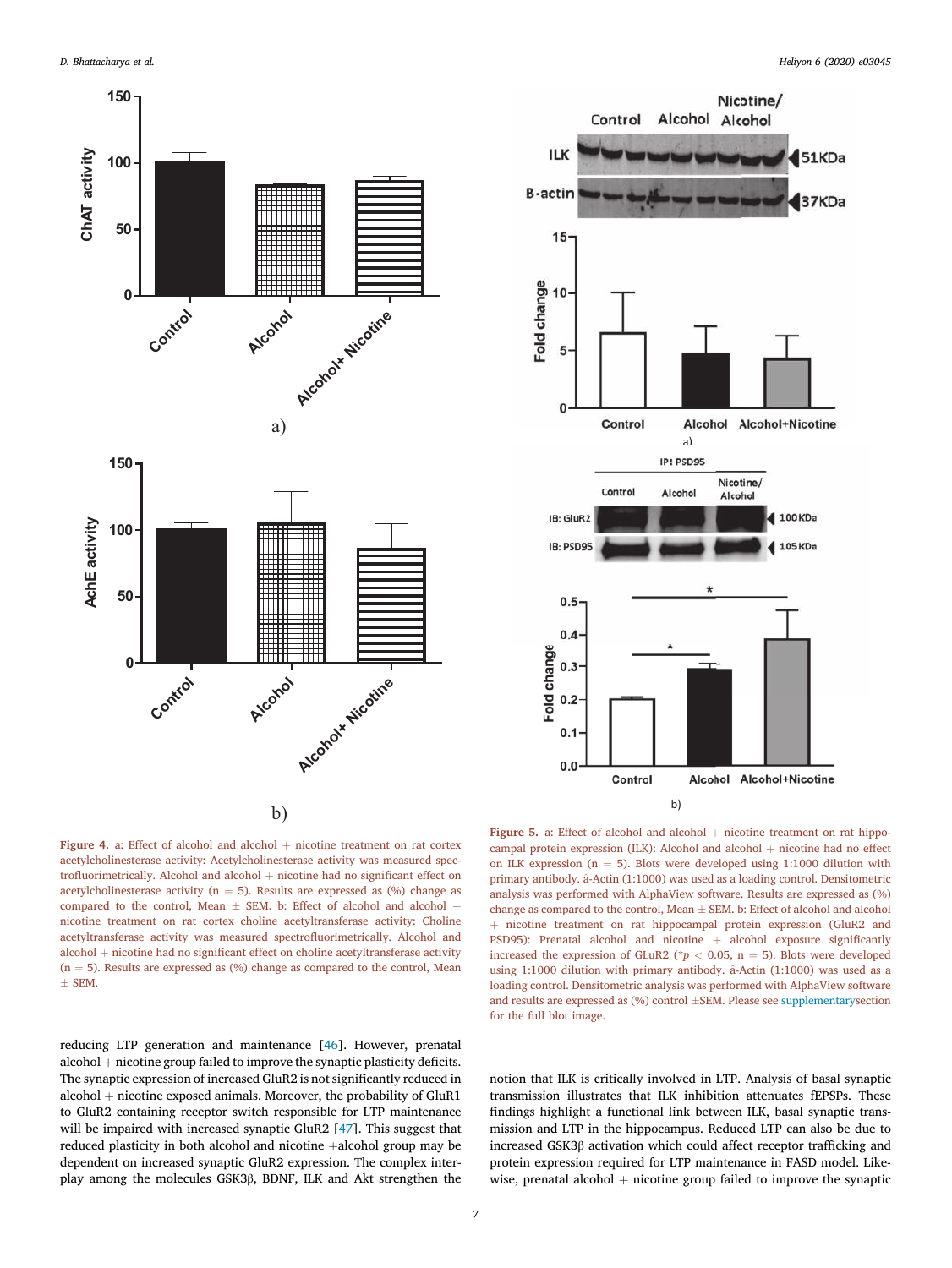**Figure 4.** a: Effect of alcohol and alcohol + nicotine treatment on rat cortex acetylcholinesterase activity: Acetylcholinesterase activity was measured spectrofluorimetrically. Alcohol and alcohol + nicotine had no significant effect on acetylcholinesterase activity (n = 5). Results are expressed as (%) change as compared to the control, Mean ± SEM. b: Effect of alcohol and alcohol + nicotine treatment on rat cortex choline acetyltransferase activity: Choline acetyltransferase activity was measured spectrofluorimetrically. Alcohol and alcohol + nicotine had no significant effect on choline acetyltransferase activity (n = 5). Results are expressed as (%) change as compared to the control, Mean ± SEM.

**Figure 5.** a: Effect of alcohol and alcohol + nicotine treatment on rat hippocampal protein expression (ILK): Alcohol and alcohol + nicotine had no effect on ILK expression (n = 5). Blots were developed using 1:1000 dilution with primary antibody. â-Actin (1:1000) was used as a loading control. Densitometric analysis was performed with AlphaView software. Results are expressed as (%) change as compared to the control, Mean ± SEM. b: Effect of alcohol and alcohol + nicotine treatment on rat hippocampal protein expression (GluR2 and PSD95): Prenatal alcohol and nicotine + alcohol exposure significantly increased the expression of GLuR2 (*$p < 0.05$, n = 5). Blots were developed using 1:1000 dilution with primary antibody. â-Actin (1:1000) was used as a loading control. Densitometric analysis was performed with AlphaView software and results are expressed as (%) control ±SEM. Please see supplementarysection for the full blot image.

reducing LTP generation and maintenance [46]. However, prenatal alcohol + nicotine group failed to improve the synaptic plasticity deficits. The synaptic expression of increased GluR2 is not significantly reduced in alcohol + nicotine exposed animals. Moreover, the probability of GluR1 to GluR2 containing receptor switch responsible for LTP maintenance will be impaired with increased synaptic GluR2 [47]. This suggest that reduced plasticity in both alcohol and nicotine +alcohol group may be dependent on increased synaptic GluR2 expression. The complex interplay among the molecules GSK3β, BDNF, ILK and Akt strengthen the notion that ILK is critically involved in LTP. Analysis of basal synaptic transmission illustrates that ILK inhibition attenuates fEPSPs. These findings highlight a functional link between ILK, basal synaptic transmission and LTP in the hippocampus. Reduced LTP can also be due to increased GSK3β activation which could affect receptor trafficking and protein expression required for LTP maintenance in FASD model. Likewise, prenatal alcohol + nicotine group failed to improve the synaptic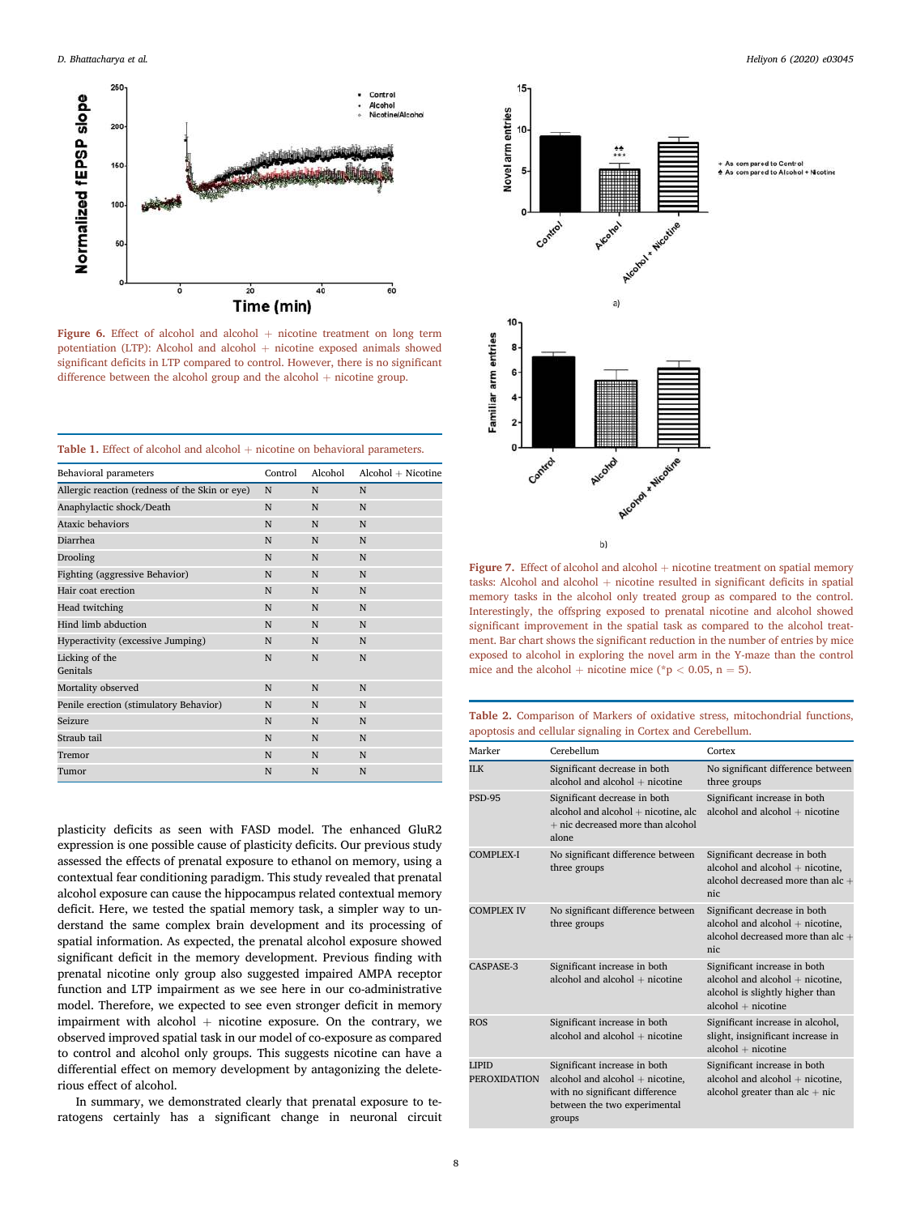**Figure 6.** Effect of alcohol and alcohol + nicotine treatment on long term potentiation (LTP): Alcohol and alcohol + nicotine exposed animals showed significant deficits in LTP compared to control. However, there is no significant difference between the alcohol group and the alcohol + nicotine group.

**Table 1.** Effect of alcohol and alcohol + nicotine on behavioral parameters.

| Behavioral parameters | Control | Alcohol | Alcohol + Nicotine |
| --- | --- | --- | --- |
| Allergic reaction (redness of the Skin or eye) | N | N | N |
| Anaphylactic shock/Death | N | N | N |
| Ataxic behaviors | N | N | N |
| Diarrhea | N | N | N |
| Drooling | N | N | N |
| Fighting (aggressive Behavior) | N | N | N |
| Hair coat erection | N | N | N |
| Head twitching | N | N | N |
| Hind limb abduction | N | N | N |
| Hyperactivity (excessive Jumping) | N | N | N |
| Licking of the Genitals | N | N | N |
| Mortality observed | N | N | N |
| Penile erection (stimulatory Behavior) | N | N | N |
| Seizure | N | N | N |
| Straub tail | N | N | N |
| Tremor | N | N | N |
| Tumor | N | N | N |

plasticity deficits as seen with FASD model. The enhanced GluR2 expression is one possible cause of plasticity deficits. Our previous study assessed the effects of prenatal exposure to ethanol on memory, using a contextual fear conditioning paradigm. This study revealed that prenatal alcohol exposure can cause the hippocampus related contextual memory deficit. Here, we tested the spatial memory task, a simpler way to understand the same complex brain development and its processing of spatial information. As expected, the prenatal alcohol exposure showed significant deficit in the memory development. Previous finding with prenatal nicotine only group also suggested impaired AMPA receptor function and LTP impairment as we see here in our co-administrative model. Therefore, we expected to see even stronger deficit in memory impairment with alcohol + nicotine exposure. On the contrary, we observed improved spatial task in our model of co-exposure as compared to control and alcohol only groups. This suggests nicotine can have a differential effect on memory development by antagonizing the deleterious effect of alcohol.

In summary, we demonstrated clearly that prenatal exposure to teratogens certainly has a significant change in neuronal circuit

**Figure 7.** Effect of alcohol and alcohol + nicotine treatment on spatial memory tasks: Alcohol and alcohol + nicotine resulted in significant deficits in spatial memory tasks in the alcohol only treated group as compared to the control. Interestingly, the offspring exposed to prenatal nicotine and alcohol showed significant improvement in the spatial task as compared to the alcohol treatment. Bar chart shows the significant reduction in the number of entries by mice exposed to alcohol in exploring the novel arm in the Y-maze than the control mice and the alcohol + nicotine mice (*$p < 0.05$, $n = 5$).

**Table 2.** Comparison of Markers of oxidative stress, mitochondrial functions, apoptosis and cellular signaling in Cortex and Cerebellum.

| Marker | Cerebellum | Cortex |
| --- | --- | --- |
| ILK | Significant decrease in both alcohol and alcohol + nicotine | No significant difference between three groups |
| PSD-95 | Significant decrease in both alcohol and alcohol + nicotine, alc + nic decreased more than alcohol alone | Significant increase in both alcohol and alcohol + nicotine |
| COMPLEX-I | No significant difference between three groups | Significant decrease in both alcohol and alcohol + nicotine, alcohol decreased more than alc + nic |
| COMPLEX IV | No significant difference between three groups | Significant decrease in both alcohol and alcohol + nicotine, alcohol decreased more than alc + nic |
| CASPASE-3 | Significant increase in both alcohol and alcohol + nicotine | Significant increase in both alcohol and alcohol + nicotine, alcohol is slightly higher than alcohol + nicotine |
| ROS | Significant increase in both alcohol and alcohol + nicotine | Significant increase in alcohol, slight, insignificant increase in alcohol + nicotine |
| LIPID PEROXIDATION | Significant increase in both alcohol and alcohol + nicotine, with no significant difference between the two experimental groups | Significant increase in both alcohol and alcohol + nicotine, alcohol greater than alc + nic |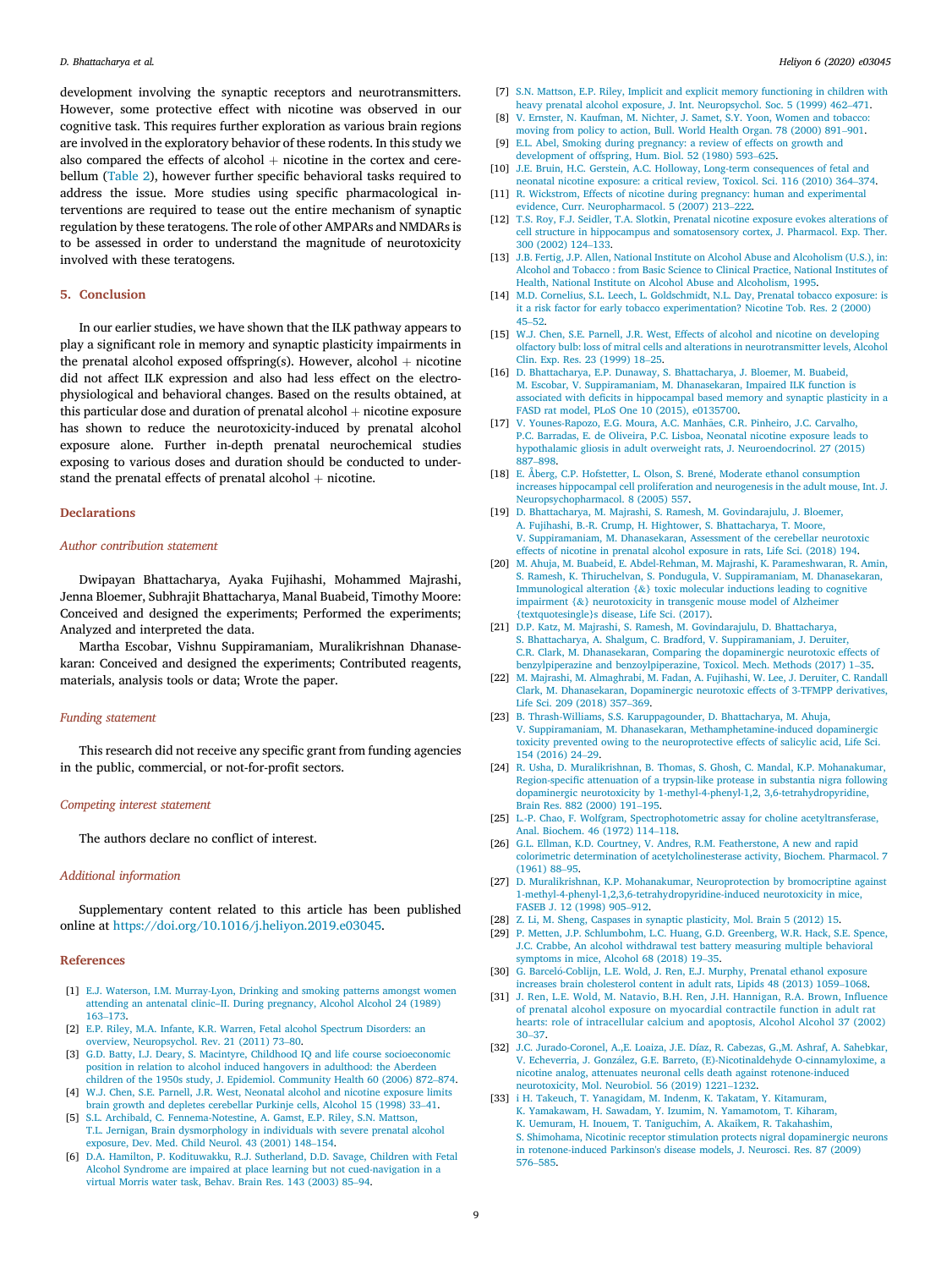development involving the synaptic receptors and neurotransmitters. However, some protective effect with nicotine was observed in our cognitive task. This requires further exploration as various brain regions are involved in the exploratory behavior of these rodents. In this study we also compared the effects of alcohol + nicotine in the cortex and cerebellum (Table 2), however further specific behavioral tasks required to address the issue. More studies using specific pharmacological interventions are required to tease out the entire mechanism of synaptic regulation by these teratogens. The role of other AMPARs and NMDARs is to be assessed in order to understand the magnitude of neurotoxicity involved with these teratogens.

## 5. Conclusion

In our earlier studies, we have shown that the ILK pathway appears to play a significant role in memory and synaptic plasticity impairments in the prenatal alcohol exposed offspring(s). However, alcohol + nicotine did not affect ILK expression and also had less effect on the electrophysiological and behavioral changes. Based on the results obtained, at this particular dose and duration of prenatal alcohol + nicotine exposure has shown to reduce the neurotoxicity-induced by prenatal alcohol exposure alone. Further in-depth prenatal neurochemical studies exposing to various doses and duration should be conducted to understand the prenatal effects of prenatal alcohol + nicotine.

## Declarations

### *Author contribution statement*

Dwipayan Bhattacharya, Ayaka Fujihashi, Mohammed Majrashi, Jenna Bloemer, Subhrajit Bhattacharya, Manal Buabeid, Timothy Moore: Conceived and designed the experiments; Performed the experiments; Analyzed and interpreted the data.

Martha Escobar, Vishnu Suppiramaniam, Muralikrishnan Dhanasekaran: Conceived and designed the experiments; Contributed reagents, materials, analysis tools or data; Wrote the paper.

### *Funding statement*

This research did not receive any specific grant from funding agencies in the public, commercial, or not-for-profit sectors.

### *Competing interest statement*

The authors declare no conflict of interest.

### *Additional information*

Supplementary content related to this article has been published online at https://doi.org/10.1016/j.heliyon.2019.e03045.

## References

[1] E.J. Waterson, I.M. Murray-Lyon, Drinking and smoking patterns amongst women attending an antenatal clinic–II. During pregnancy, Alcohol Alcohol 24 (1989) 163–173.

[2] E.P. Riley, M.A. Infante, K.R. Warren, Fetal alcohol Spectrum Disorders: an overview, Neuropsychol. Rev. 21 (2011) 73–80.

[3] G.D. Batty, I.J. Deary, S. Macintyre, Childhood IQ and life course socioeconomic position in relation to alcohol induced hangovers in adulthood: the Aberdeen children of the 1950s study, J. Epidemiol. Community Health 60 (2006) 872–874.

[4] W.J. Chen, S.E. Parnell, J.R. West, Neonatal alcohol and nicotine exposure limits brain growth and depletes cerebellar Purkinje cells, Alcohol 15 (1998) 33–41.

[5] S.L. Archibald, C. Fennema-Notestine, A. Gamst, E.P. Riley, S.N. Mattson, T.L. Jernigan, Brain dysmorphology in individuals with severe prenatal alcohol exposure, Dev. Med. Child Neurol. 43 (2001) 148–154.

[6] D.A. Hamilton, P. Kodituwakku, R.J. Sutherland, D.D. Savage, Children with Fetal Alcohol Syndrome are impaired at place learning but not cued-navigation in a virtual Morris water task, Behav. Brain Res. 143 (2003) 85–94.

[7] S.N. Mattson, E.P. Riley, Implicit and explicit memory functioning in children with heavy prenatal alcohol exposure, J. Int. Neuropsychol. Soc. 5 (1999) 462–471.

[8] V. Ernster, N. Kaufman, M. Nichter, J. Samet, S.Y. Yoon, Women and tobacco: moving from policy to action, Bull. World Health Organ. 78 (2000) 891–901.

[9] E.L. Abel, Smoking during pregnancy: a review of effects on growth and development of offspring, Hum. Biol. 52 (1980) 593–625.

[10] J.E. Bruin, H.C. Gerstein, A.C. Holloway, Long-term consequences of fetal and neonatal nicotine exposure: a critical review, Toxicol. Sci. 116 (2010) 364–374.

[11] R. Wickstrom, Effects of nicotine during pregnancy: human and experimental evidence, Curr. Neuropharmacol. 5 (2007) 213–222.

[12] T.S. Roy, F.J. Seidler, T.A. Slotkin, Prenatal nicotine exposure evokes alterations of cell structure in hippocampus and somatosensory cortex, J. Pharmacol. Exp. Ther. 300 (2002) 124–133.

[13] J.B. Fertig, J.P. Allen, National Institute on Alcohol Abuse and Alcoholism (U.S.), in: Alcohol and Tobacco : from Basic Science to Clinical Practice, National Institutes of Health, National Institute on Alcohol Abuse and Alcoholism, 1995.

[14] M.D. Cornelius, S.L. Leech, L. Goldschmidt, N.L. Day, Prenatal tobacco exposure: is it a risk factor for early tobacco experimentation? Nicotine Tob. Res. 2 (2000) 45–52.

[15] W.J. Chen, S.E. Parnell, J.R. West, Effects of alcohol and nicotine on developing olfactory bulb: loss of mitral cells and alterations in neurotransmitter levels, Alcohol Clin. Exp. Res. 23 (1999) 18–25.

[16] D. Bhattacharya, E.P. Dunaway, S. Bhattacharya, J. Bloemer, M. Buabeid, M. Escobar, V. Suppiramaniam, M. Dhanasekaran, Impaired ILK function is associated with deficits in hippocampal based memory and synaptic plasticity in a FASD rat model, PLoS One 10 (2015), e0135700.

[17] V. Younes-Rapozo, E.G. Moura, A.C. Manhães, C.R. Pinheiro, J.C. Carvalho, P.C. Barradas, E. de Oliveira, P.C. Lisboa, Neonatal nicotine exposure leads to hypothalamic gliosis in adult overweight rats, J. Neuroendocrinol. 27 (2015) 887–898.

[18] E. Åberg, C.P. Hofstetter, L. Olson, S. Brené, Moderate ethanol consumption increases hippocampal cell proliferation and neurogenesis in the adult mouse, Int. J. Neuropsychopharmacol. 8 (2005) 557.

[19] D. Bhattacharya, M. Majrashi, S. Ramesh, M. Govindarajulu, J. Bloemer, A. Fujihashi, B.-R. Crump, H. Hightower, S. Bhattacharya, T. Moore, V. Suppiramaniam, M. Dhanasekaran, Assessment of the cerebellar neurotoxic effects of nicotine in prenatal alcohol exposure in rats, Life Sci. (2018) 194.

[20] M. Ahuja, M. Buabeid, E. Abdel-Rehman, M. Majrashi, K. Parameshwaran, R. Amin, S. Ramesh, K. Thiruchelvan, S. Pondugula, V. Suppiramaniam, M. Dhanasekaran, Immunological alteration {&} toxic molecular inductions leading to cognitive impairment {&} neurotoxicity in transgenic mouse model of Alzheimer {textquotesingle}s disease, Life Sci. (2017).

[21] D.P. Katz, M. Majrashi, S. Ramesh, M. Govindarajulu, D. Bhattacharya, S. Bhattacharya, A. Shalgum, C. Bradford, V. Suppiramaniam, J. Deruiter, C.R. Clark, M. Dhanasekaran, Comparing the dopaminergic neurotoxic effects of benzylpiperazine and benzoylpiperazine, Toxicol. Mech. Methods (2017) 1–35.

[22] M. Majrashi, M. Almaghrabi, M. Fadan, A. Fujihashi, W. Lee, J. Deruiter, C. Randall Clark, M. Dhanasekaran, Dopaminergic neurotoxic effects of 3-TFMPP derivatives, Life Sci. 209 (2018) 357–369.

[23] B. Thrash-Williams, S.S. Karuppagounder, D. Bhattacharya, M. Ahuja, V. Suppiramaniam, M. Dhanasekaran, Methamphetamine-induced dopaminergic toxicity prevented owing to the neuroprotective effects of salicylic acid, Life Sci. 154 (2016) 24–29.

[24] R. Usha, D. Muralikrishnan, B. Thomas, S. Ghosh, C. Mandal, K.P. Mohanakumar, Region-specific attenuation of a trypsin-like protease in substantia nigra following dopaminergic neurotoxicity by 1-methyl-4-phenyl-1,2, 3,6-tetrahydropyridine, Brain Res. 882 (2000) 191–195.

[25] L.-P. Chao, F. Wolfgram, Spectrophotometric assay for choline acetyltransferase, Anal. Biochem. 46 (1972) 114–118.

[26] G.L. Ellman, K.D. Courtney, V. Andres, R.M. Featherstone, A new and rapid colorimetric determination of acetylcholinesterase activity, Biochem. Pharmacol. 7 (1961) 88–95.

[27] D. Muralikrishnan, K.P. Mohanakumar, Neuroprotection by bromocriptine against 1-methyl-4-phenyl-1,2,3,6-tetrahydropyridine-induced neurotoxicity in mice, FASEB J. 12 (1998) 905–912.

[28] Z. Li, M. Sheng, Caspases in synaptic plasticity, Mol. Brain 5 (2012) 15.

[29] P. Metten, J.P. Schlumbohm, L.C. Huang, G.D. Greenberg, W.R. Hack, S.E. Spence, J.C. Crabbe, An alcohol withdrawal test battery measuring multiple behavioral symptoms in mice, Alcohol 68 (2018) 19–35.

[30] G. Barceló-Coblijn, L.E. Wold, J. Ren, E.J. Murphy, Prenatal ethanol exposure increases brain cholesterol content in adult rats, Lipids 48 (2013) 1059–1068.

[31] J. Ren, L.E. Wold, M. Natavio, B.H. Ren, J.H. Hannigan, R.A. Brown, Influence of prenatal alcohol exposure on myocardial contractile function in adult rat hearts: role of intracellular calcium and apoptosis, Alcohol Alcohol 37 (2002) 30–37.

[32] J.C. Jurado-Coronel, A.,E. Loaiza, J.E. Díaz, R. Cabezas, G.,M. Ashraf, A. Sahebkar, V. Echeverria, J. González, G.E. Barreto, (E)-Nicotinaldehyde O-cinnamyloxime, a nicotine analog, attenuates neuronal cells death against rotenone-induced neurotoxicity, Mol. Neurobiol. 56 (2019) 1221–1232.

[33] i H. Takeuch, T. Yanagidam, M. Indenm, K. Takatam, Y. Kitamuram, K. Yamakawam, H. Sawadam, Y. Izumim, N. Yamamotom, T. Kiharam, K. Uemuram, H. Inouem, T. Taniguchim, A. Akaikem, R. Takahashim, S. Shimohama, Nicotinic receptor stimulation protects nigral dopaminergic neurons in rotenone-induced Parkinson's disease models, J. Neurosci. Res. 87 (2009) 576–585.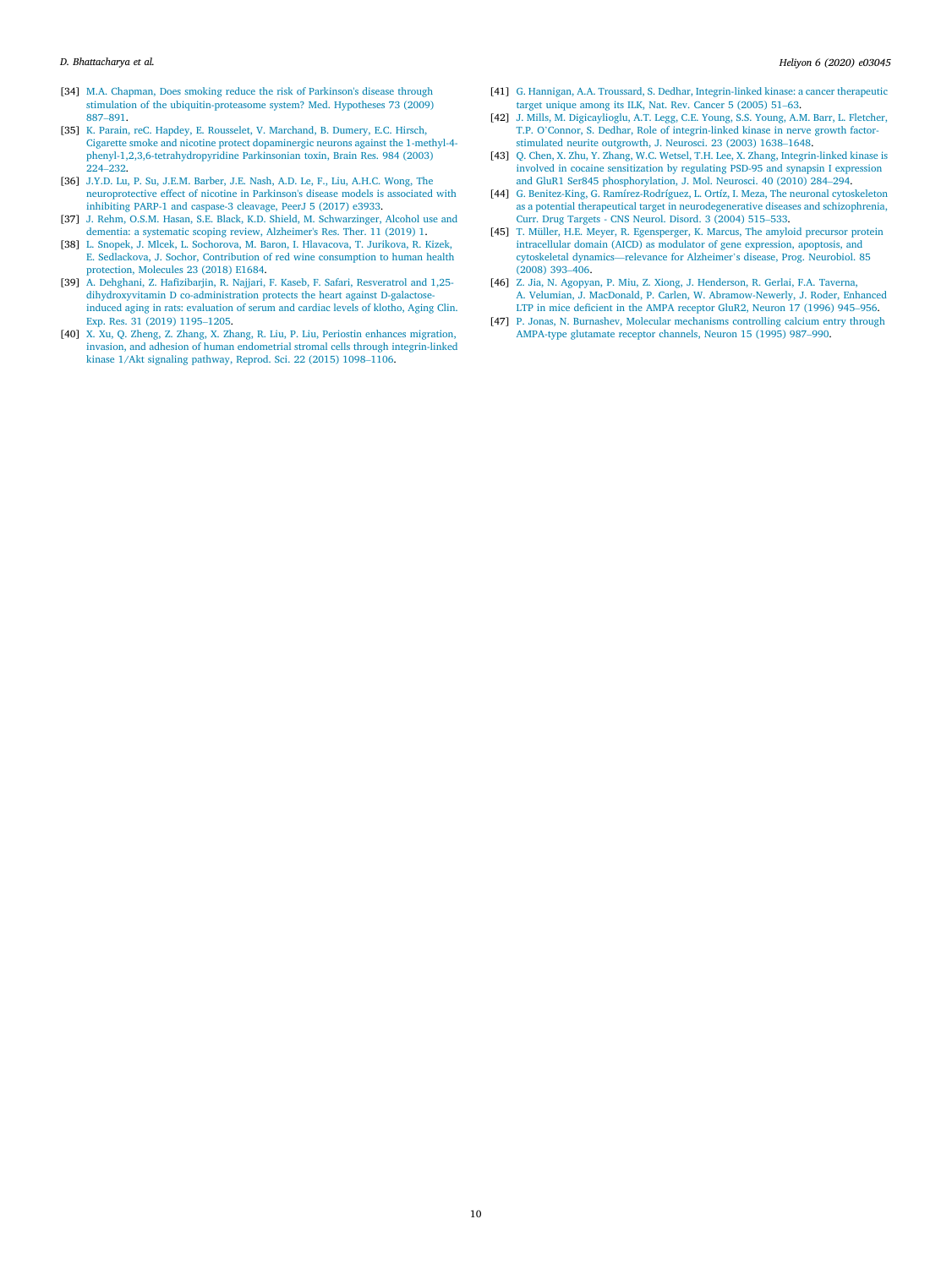[34] M.A. Chapman, Does smoking reduce the risk of Parkinson's disease through stimulation of the ubiquitin-proteasome system? Med. Hypotheses 73 (2009) 887–891.

[35] K. Parain, reC. Hapdey, E. Rousselet, V. Marchand, B. Dumery, E.C. Hirsch, Cigarette smoke and nicotine protect dopaminergic neurons against the 1-methyl-4-phenyl-1,2,3,6-tetrahydropyridine Parkinsonian toxin, Brain Res. 984 (2003) 224–232.

[36] J.Y.D. Lu, P. Su, J.E.M. Barber, J.E. Nash, A.D. Le, F., Liu, A.H.C. Wong, The neuroprotective effect of nicotine in Parkinson's disease models is associated with inhibiting PARP-1 and caspase-3 cleavage, PeerJ 5 (2017) e3933.

[37] J. Rehm, O.S.M. Hasan, S.E. Black, K.D. Shield, M. Schwarzinger, Alcohol use and dementia: a systematic scoping review, Alzheimer's Res. Ther. 11 (2019) 1.

[38] L. Snopek, J. Mlcek, L. Sochorova, M. Baron, I. Hlavacova, T. Jurikova, R. Kizek, E. Sedlackova, J. Sochor, Contribution of red wine consumption to human health protection, Molecules 23 (2018) E1684.

[39] A. Dehghani, Z. Hafizibarjin, R. Najjari, F. Kaseb, F. Safari, Resveratrol and 1,25-dihydroxyvitamin D co-administration protects the heart against D-galactose-induced aging in rats: evaluation of serum and cardiac levels of klotho, Aging Clin. Exp. Res. 31 (2019) 1195–1205.

[40] X. Xu, Q. Zheng, Z. Zhang, X. Zhang, R. Liu, P. Liu, Periostin enhances migration, invasion, and adhesion of human endometrial stromal cells through integrin-linked kinase 1/Akt signaling pathway, Reprod. Sci. 22 (2015) 1098–1106.

[41] G. Hannigan, A.A. Troussard, S. Dedhar, Integrin-linked kinase: a cancer therapeutic target unique among its ILK, Nat. Rev. Cancer 5 (2005) 51–63.

[42] J. Mills, M. Digicaylioglu, A.T. Legg, C.E. Young, S.S. Young, A.M. Barr, L. Fletcher, T.P. O'Connor, S. Dedhar, Role of integrin-linked kinase in nerve growth factor-stimulated neurite outgrowth, J. Neurosci. 23 (2003) 1638–1648.

[43] Q. Chen, X. Zhu, Y. Zhang, W.C. Wetsel, T.H. Lee, X. Zhang, Integrin-linked kinase is involved in cocaine sensitization by regulating PSD-95 and synapsin I expression and GluR1 Ser845 phosphorylation, J. Mol. Neurosci. 40 (2010) 284–294.

[44] G. Benitez-King, G. Ramírez-Rodríguez, L. Ortíz, I. Meza, The neuronal cytoskeleton as a potential therapeutical target in neurodegenerative diseases and schizophrenia, Curr. Drug Targets - CNS Neurol. Disord. 3 (2004) 515–533.

[45] T. Müller, H.E. Meyer, R. Egensperger, K. Marcus, The amyloid precursor protein intracellular domain (AICD) as modulator of gene expression, apoptosis, and cytoskeletal dynamics—relevance for Alzheimer's disease, Prog. Neurobiol. 85 (2008) 393–406.

[46] Z. Jia, N. Agopyan, P. Miu, Z. Xiong, J. Henderson, R. Gerlai, F.A. Taverna, A. Velumian, J. MacDonald, P. Carlen, W. Abramow-Newerly, J. Roder, Enhanced LTP in mice deficient in the AMPA receptor GluR2, Neuron 17 (1996) 945–956.

[47] P. Jonas, N. Burnashev, Molecular mechanisms controlling calcium entry through AMPA-type glutamate receptor channels, Neuron 15 (1995) 987–990.